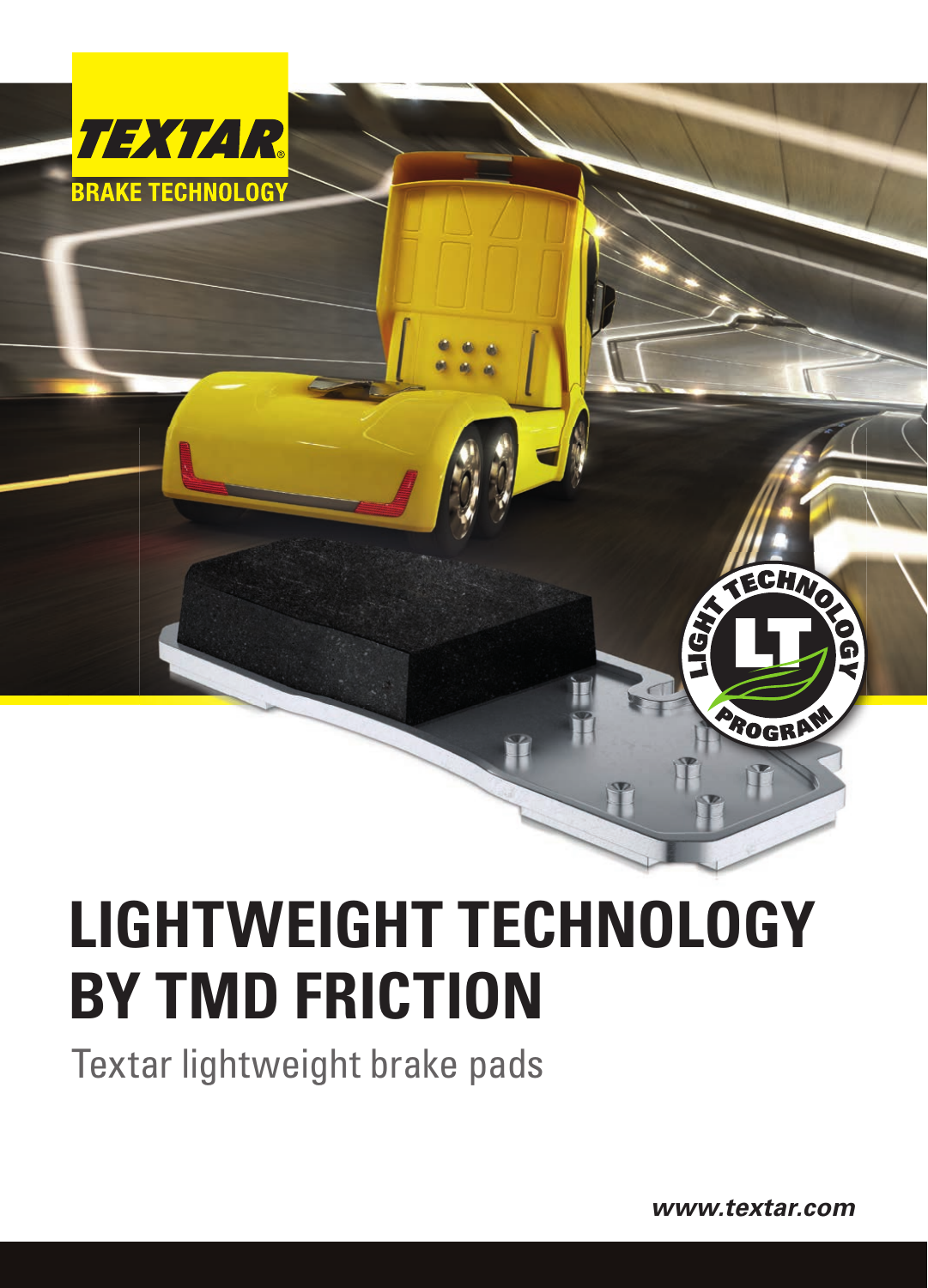TEXTAR®

BRAKE TECHNOLOGY

LIGHT TECHNOLOGY LT PROGRAM

# LIGHTWEIGHT TECHNOLOGY BY TMD FRICTION

Textar lightweight brake pads

*www.textar.com*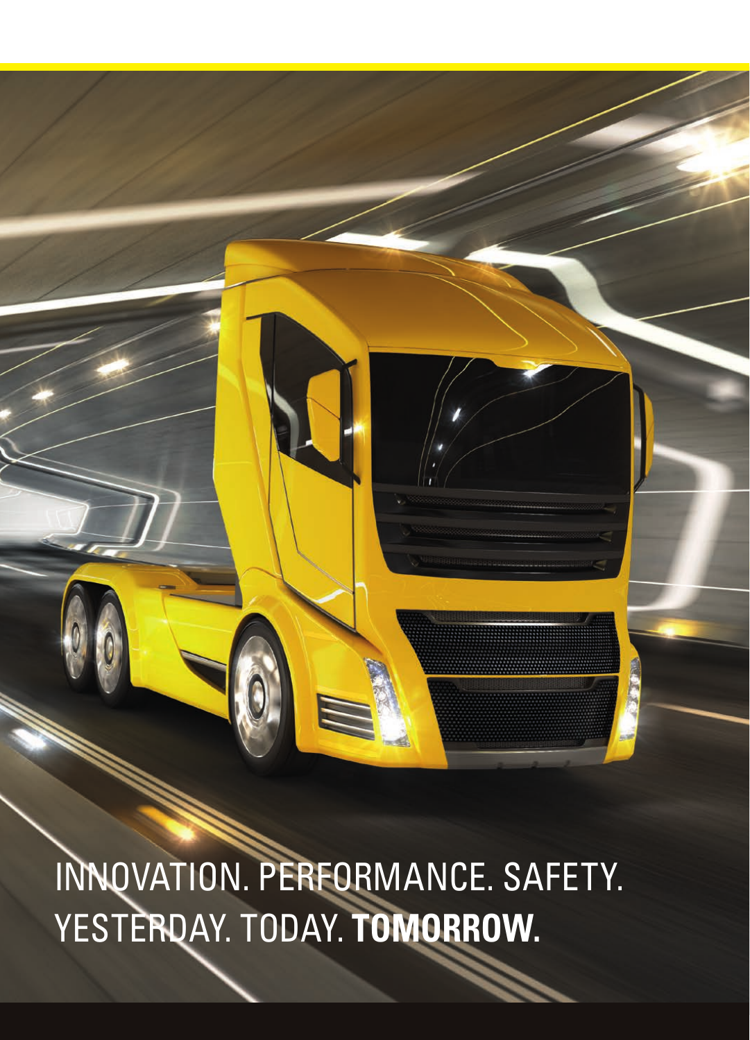INNOVATION. PERFORMANCE. SAFETY.
YESTERDAY. TODAY. **TOMORROW.**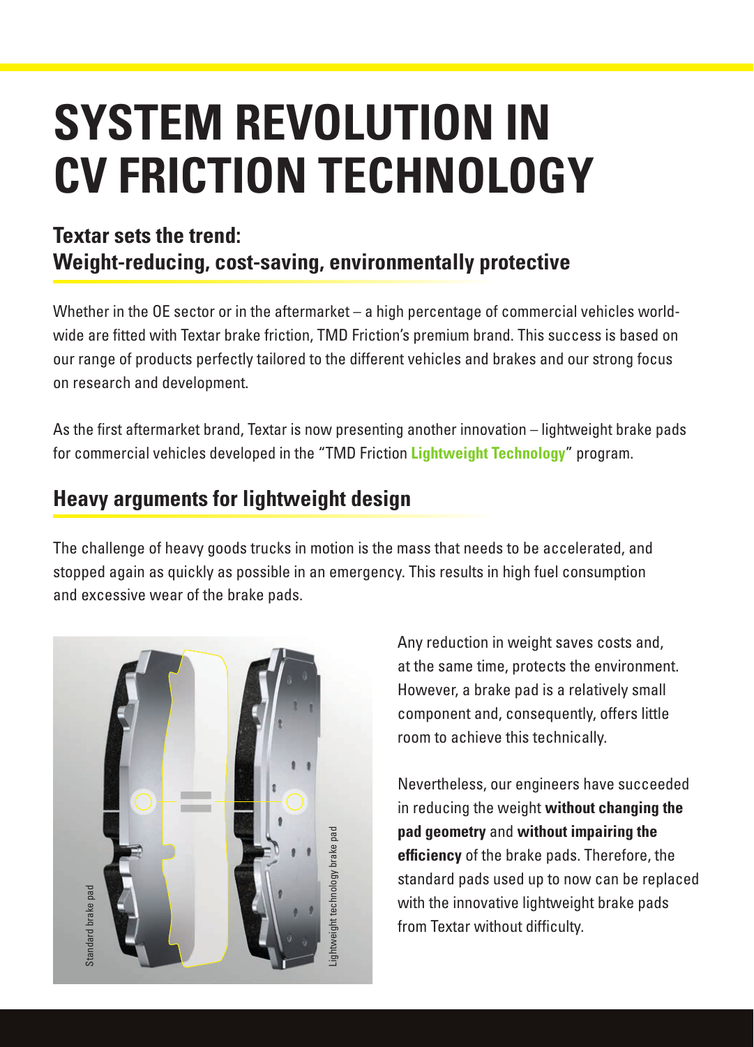# SYSTEM REVOLUTION IN CV FRICTION TECHNOLOGY

## Textar sets the trend: Weight-reducing, cost-saving, environmentally protective

Whether in the OE sector or in the aftermarket – a high percentage of commercial vehicles worldwide are fitted with Textar brake friction, TMD Friction's premium brand. This success is based on our range of products perfectly tailored to the different vehicles and brakes and our strong focus on research and development.

As the first aftermarket brand, Textar is now presenting another innovation – lightweight brake pads for commercial vehicles developed in the "TMD Friction **Lightweight Technology**" program.

## Heavy arguments for lightweight design

The challenge of heavy goods trucks in motion is the mass that needs to be accelerated, and stopped again as quickly as possible in an emergency. This results in high fuel consumption and excessive wear of the brake pads.

Standard brake pad

Lightweight technology brake pad

Any reduction in weight saves costs and, at the same time, protects the environment. However, a brake pad is a relatively small component and, consequently, offers little room to achieve this technically.

Nevertheless, our engineers have succeeded in reducing the weight **without changing the pad geometry** and **without impairing the efficiency** of the brake pads. Therefore, the standard pads used up to now can be replaced with the innovative lightweight brake pads from Textar without difficulty.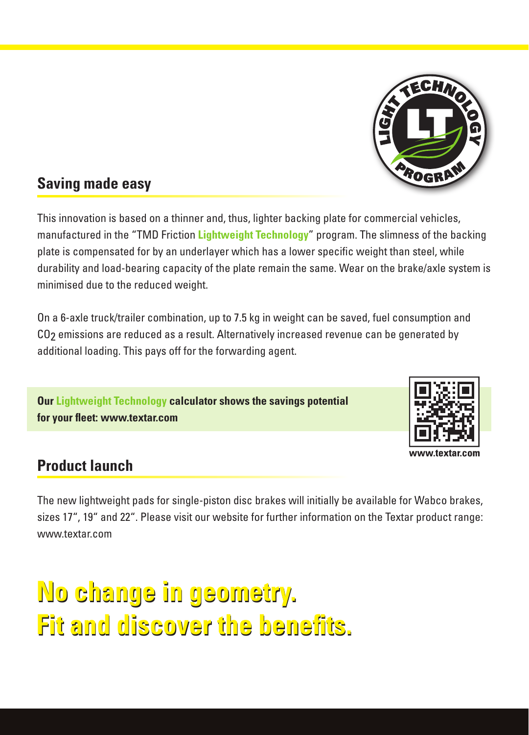## Saving made easy

This innovation is based on a thinner and, thus, lighter backing plate for commercial vehicles, manufactured in the "TMD Friction **Lightweight Technology**" program. The slimness of the backing plate is compensated for by an underlayer which has a lower specific weight than steel, while durability and load-bearing capacity of the plate remain the same. Wear on the brake/axle system is minimised due to the reduced weight.

On a 6-axle truck/trailer combination, up to 7.5 kg in weight can be saved, fuel consumption and $CO_2$ emissions are reduced as a result. Alternatively increased revenue can be generated by additional loading. This pays off for the forwarding agent.

**Our Lightweight Technology calculator shows the savings potential for your fleet: www.textar.com**

www.textar.com

## Product launch

The new lightweight pads for single-piston disc brakes will initially be available for Wabco brakes, sizes 17", 19" and 22". Please visit our website for further information on the Textar product range: www.textar.com

# No change in geometry. Fit and discover the benefits.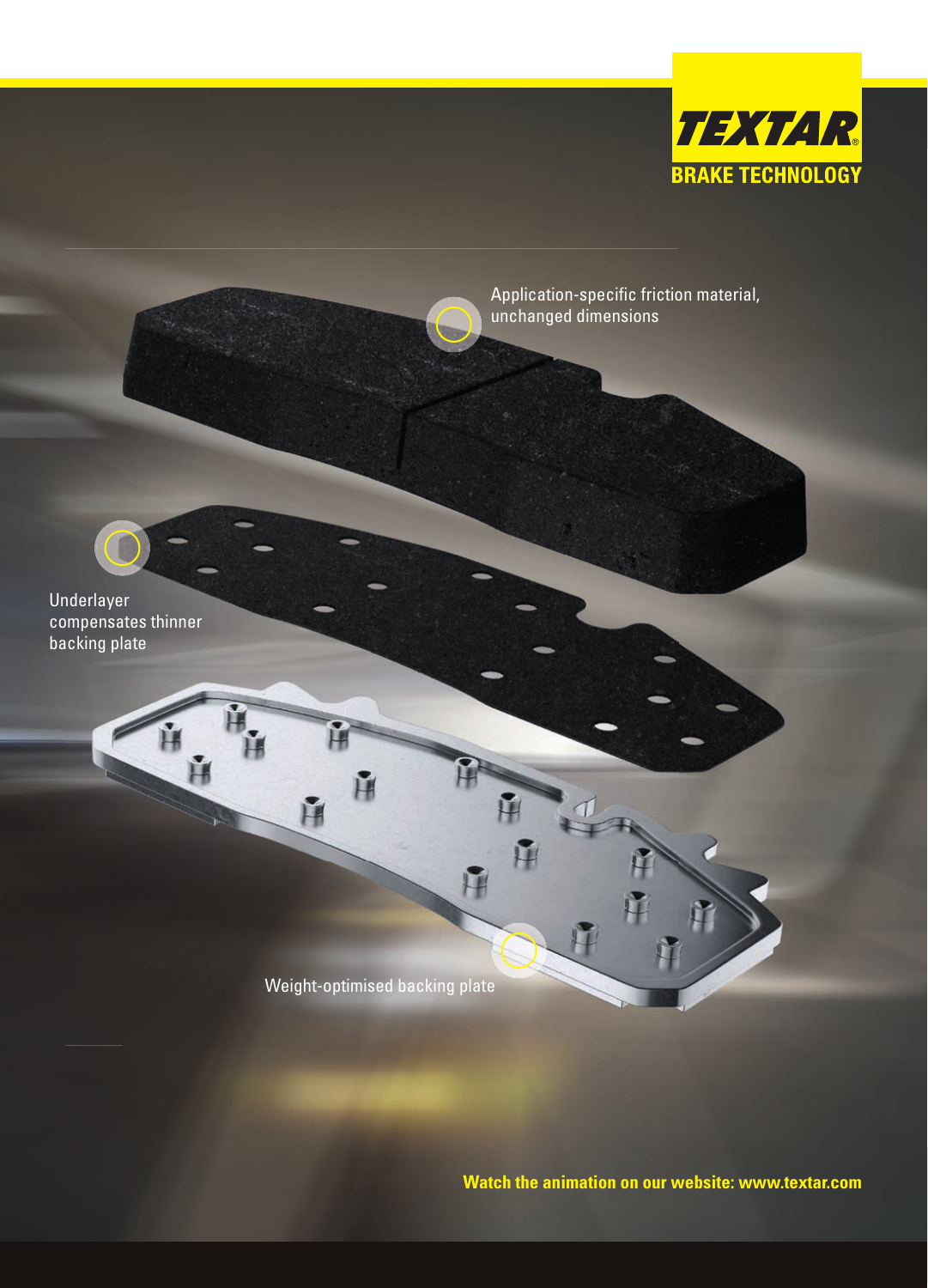TEXTAR

BRAKE TECHNOLOGY

Application-specific friction material, unchanged dimensions

Underlayer compensates thinner backing plate

Weight-optimised backing plate

**Watch the animation on our website: www.textar.com**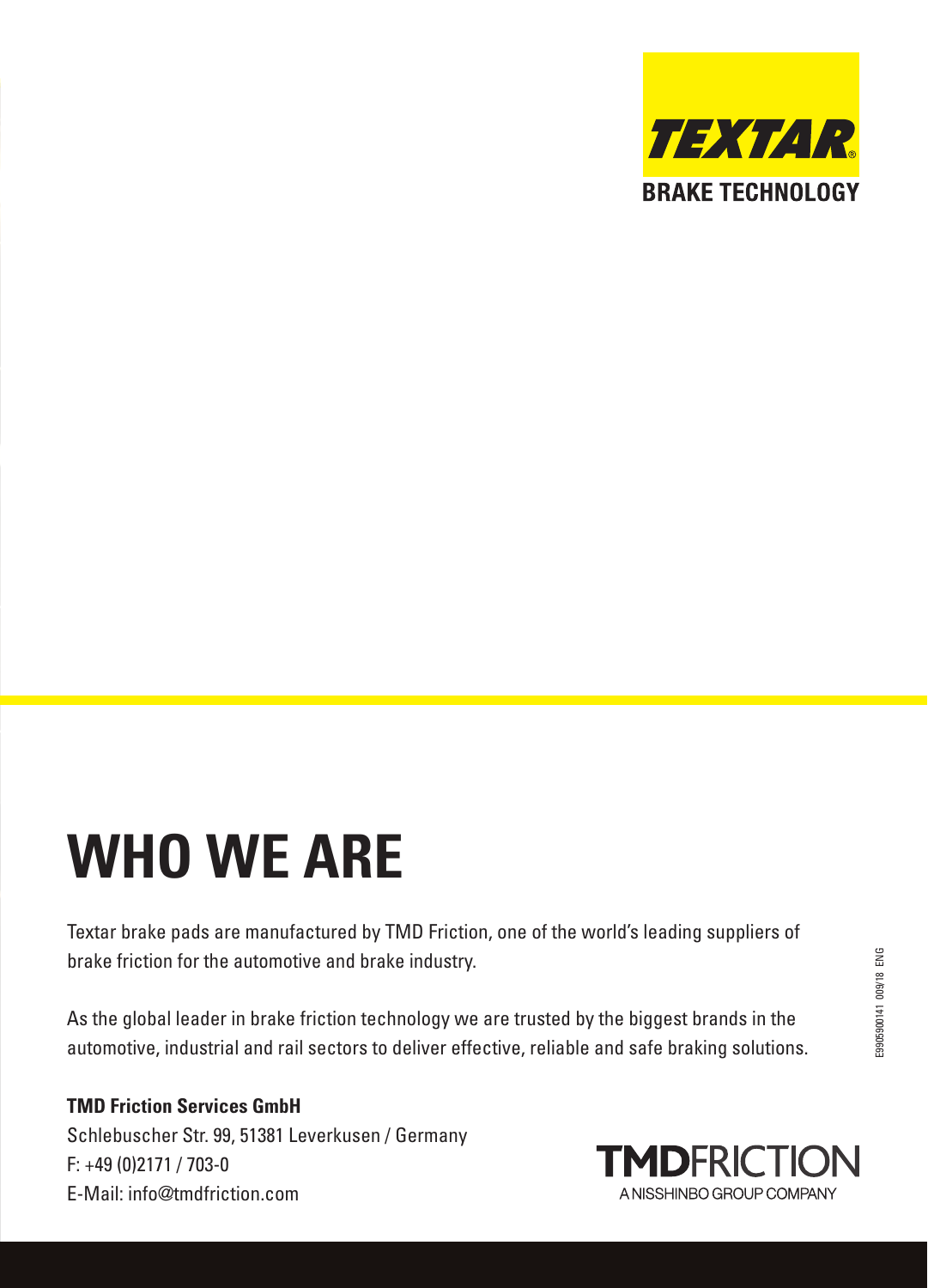TEXTAR

BRAKE TECHNOLOGY

# WHO WE ARE

Textar brake pads are manufactured by TMD Friction, one of the world's leading suppliers of brake friction for the automotive and brake industry.

As the global leader in brake friction technology we are trusted by the biggest brands in the automotive, industrial and rail sectors to deliver effective, reliable and safe braking solutions.

**TMD Friction Services GmbH**
Schlebuscher Str. 99, 51381 Leverkusen / Germany
F: +49 (0)2171 / 703-0
E-Mail: info@tmdfriction.com

TMDFRICTION
A NISSHINBO GROUP COMPANY

E9905900141 009/18 ENG